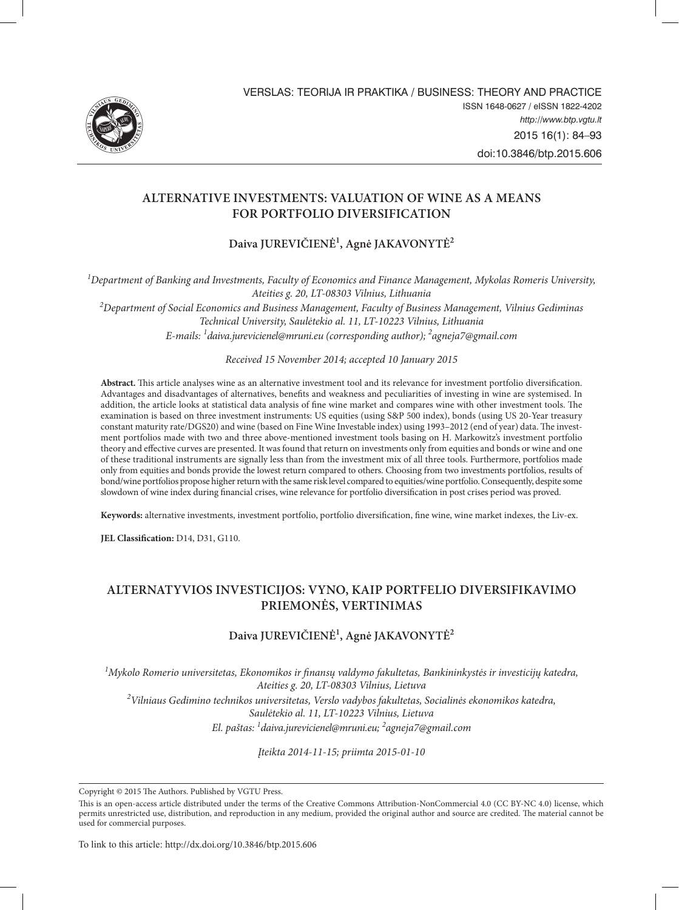VERSLAS: TEORIJA IR PRAKTIKA / BUSINESS: THEORY AND PRACTICE

ISSN 1648-0627 / eISSN 1822-4202

*http://www.btp.vgtu.lt*

2015 16(1): 84–93

doi:10.3846/btp.2015.606

# ALTERNATIVE INVESTMENTS: VALUATION OF WINE AS A MEANS FOR PORTFOLIO DIVERSIFICATION

**Daiva JUREVIČIENĖ[1], Agnė JAKAVONYTĖ[2]**

*[1]Department of Banking and Investments, Faculty of Economics and Finance Management, Mykolas Romeris University, Ateities g. 20, LT-08303 Vilnius, Lithuania*

*[2]Department of Social Economics and Business Management, Faculty of Business Management, Vilnius Gediminas Technical University, Saulėtekio al. 11, LT-10223 Vilnius, Lithuania*

*E-mails: [1]daiva.jurevicienel@mruni.eu (corresponding author); [2]agneja7@gmail.com*

*Received 15 November 2014; accepted 10 January 2015*

**Abstract.** This article analyses wine as an alternative investment tool and its relevance for investment portfolio diversification. Advantages and disadvantages of alternatives, benefits and weakness and peculiarities of investing in wine are systemised. In addition, the article looks at statistical data analysis of fine wine market and compares wine with other investment tools. The examination is based on three investment instruments: US equities (using S&P 500 index), bonds (using US 20-Year treasury constant maturity rate/DGS20) and wine (based on Fine Wine Investable index) using 1993–2012 (end of year) data. The investment portfolios made with two and three above-mentioned investment tools basing on H. Markowitz's investment portfolio theory and effective curves are presented. It was found that return on investments only from equities and bonds or wine and one of these traditional instruments are signally less than from the investment mix of all three tools. Furthermore, portfolios made only from equities and bonds provide the lowest return compared to others. Choosing from two investments portfolios, results of bond/wine portfolios propose higher return with the same risk level compared to equities/wine portfolio. Consequently, despite some slowdown of wine index during financial crises, wine relevance for portfolio diversification in post crises period was proved.

**Keywords:** alternative investments, investment portfolio, portfolio diversification, fine wine, wine market indexes, the Liv-ex.

**JEL Classification:** D14, D31, G110.

# ALTERNATYVIOS INVESTICIJOS: VYNO, KAIP PORTFELIO DIVERSIFIKAVIMO PRIEMONĖS, VERTINIMAS

**Daiva JUREVIČIENĖ[1], Agnė JAKAVONYTĖ[2]**

*[1]Mykolo Romerio universitetas, Ekonomikos ir finansų valdymo fakultetas, Bankininkystės ir investicijų katedra, Ateities g. 20, LT-08303 Vilnius, Lietuva*

*[2]Vilniaus Gedimino technikos universitetas, Verslo vadybos fakultetas, Socialinės ekonomikos katedra, Saulėtekio al. 11, LT-10223 Vilnius, Lietuva*

*El. paštas: [1]daiva.jurevicienel@mruni.eu; [2]agneja7@gmail.com*

*Įteikta 2014-11-15; priimta 2015-01-10*

Copyright © 2015 The Authors. Published by VGTU Press.

This is an open-access article distributed under the terms of the Creative Commons Attribution-NonCommercial 4.0 (CC BY-NC 4.0) license, which permits unrestricted use, distribution, and reproduction in any medium, provided the original author and source are credited. The material cannot be used for commercial purposes.

To link to this article: http://dx.doi.org/10.3846/btp.2015.606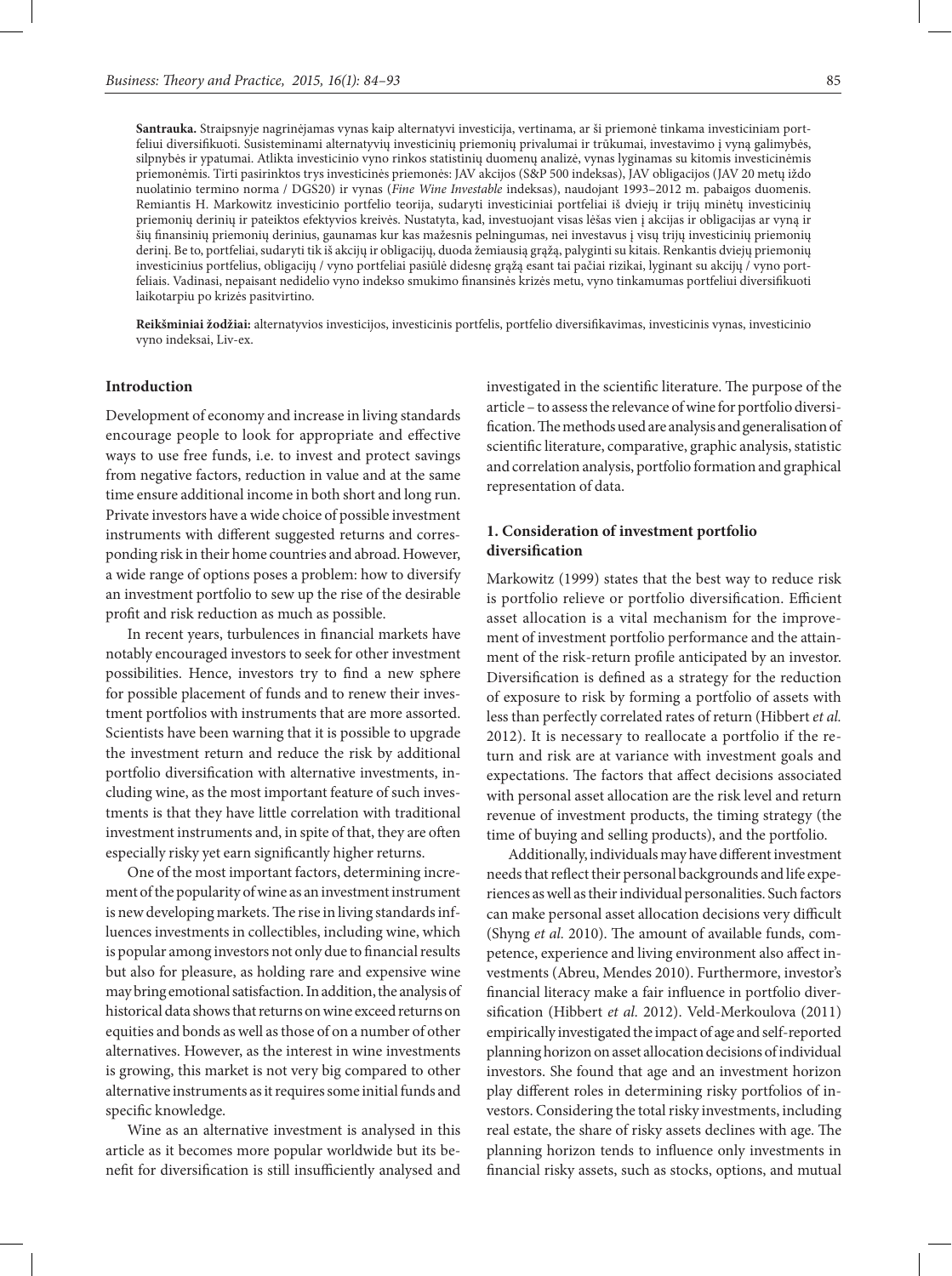**Santrauka.** Straipsnyje nagrinėjamas vynas kaip alternatyvi investicija, vertinama, ar ši priemonė tinkama investiciniam portfeliui diversifikuoti. Susisteminami alternatyvių investicinių priemonių privalumai ir trūkumai, investavimo į vyną galimybės, silpnybės ir ypatumai. Atlikta investicinio vyno rinkos statistinių duomenų analizė, vynas lyginamas su kitomis investicinėmis priemonėmis. Tirti pasirinktos trys investicinės priemonės: JAV akcijos (S&P 500 indeksas), JAV obligacijos (JAV 20 metų iždo nuolatinio termino norma / DGS20) ir vynas (*Fine Wine Investable* indeksas), naudojant 1993–2012 m. pabaigos duomenis. Remiantis H. Markowitz investicinio portfelio teorija, sudaryti investiciniai portfeliai iš dviejų ir trijų minėtų investicinių priemonių derinių ir pateiktos efektyvios kreivės. Nustatyta, kad, investuojant visas lėšas vien į akcijas ir obligacijas ar vyną ir šių finansinių priemonių derinius, gaunamas kur kas mažesnis pelningumas, nei investavus į visų trijų investicinių priemonių derinį. Be to, portfeliai, sudaryti tik iš akcijų ir obligacijų, duoda žemiausią grąžą, palyginti su kitais. Renkantis dviejų priemonių investicinius portfelius, obligacijų / vyno portfeliai pasiūlė didesnę grąžą esant tai pačiai rizikai, lyginant su akcijų / vyno portfeliais. Vadinasi, nepaisant nedidelio vyno indekso smukimo finansinės krizės metu, vyno tinkamumas portfeliui diversifikuoti laikotarpiu po krizės pasitvirtino.

**Reikšminiai žodžiai:** alternatyvios investicijos, investicinis portfelis, portfelio diversifikavimas, investicinis vynas, investicinio vyno indeksai, Liv-ex.

## Introduction

Development of economy and increase in living standards encourage people to look for appropriate and effective ways to use free funds, i.e. to invest and protect savings from negative factors, reduction in value and at the same time ensure additional income in both short and long run. Private investors have a wide choice of possible investment instruments with different suggested returns and corresponding risk in their home countries and abroad. However, a wide range of options poses a problem: how to diversify an investment portfolio to sew up the rise of the desirable profit and risk reduction as much as possible.

In recent years, turbulences in financial markets have notably encouraged investors to seek for other investment possibilities. Hence, investors try to find a new sphere for possible placement of funds and to renew their investment portfolios with instruments that are more assorted. Scientists have been warning that it is possible to upgrade the investment return and reduce the risk by additional portfolio diversification with alternative investments, including wine, as the most important feature of such investments is that they have little correlation with traditional investment instruments and, in spite of that, they are often especially risky yet earn significantly higher returns.

One of the most important factors, determining increment of the popularity of wine as an investment instrument is new developing markets. The rise in living standards influences investments in collectibles, including wine, which is popular among investors not only due to financial results but also for pleasure, as holding rare and expensive wine may bring emotional satisfaction. In addition, the analysis of historical data shows that returns on wine exceed returns on equities and bonds as well as those of on a number of other alternatives. However, as the interest in wine investments is growing, this market is not very big compared to other alternative instruments as it requires some initial funds and specific knowledge.

Wine as an alternative investment is analysed in this article as it becomes more popular worldwide but its benefit for diversification is still insufficiently analysed and investigated in the scientific literature. The purpose of the article – to assess the relevance of wine for portfolio diversification. The methods used are analysis and generalisation of scientific literature, comparative, graphic analysis, statistic and correlation analysis, portfolio formation and graphical representation of data.

## 1. Consideration of investment portfolio diversification

Markowitz (1999) states that the best way to reduce risk is portfolio relieve or portfolio diversification. Efficient asset allocation is a vital mechanism for the improvement of investment portfolio performance and the attainment of the risk-return profile anticipated by an investor. Diversification is defined as a strategy for the reduction of exposure to risk by forming a portfolio of assets with less than perfectly correlated rates of return (Hibbert *et al.* 2012). It is necessary to reallocate a portfolio if the return and risk are at variance with investment goals and expectations. The factors that affect decisions associated with personal asset allocation are the risk level and return revenue of investment products, the timing strategy (the time of buying and selling products), and the portfolio.

Additionally, individuals may have different investment needs that reflect their personal backgrounds and life experiences as well as their individual personalities. Such factors can make personal asset allocation decisions very difficult (Shyng *et al.* 2010). The amount of available funds, competence, experience and living environment also affect investments (Abreu, Mendes 2010). Furthermore, investor's financial literacy make a fair influence in portfolio diversification (Hibbert *et al.* 2012). Veld-Merkoulova (2011) empirically investigated the impact of age and self-reported planning horizon on asset allocation decisions of individual investors. She found that age and an investment horizon play different roles in determining risky portfolios of investors. Considering the total risky investments, including real estate, the share of risky assets declines with age. The planning horizon tends to influence only investments in financial risky assets, such as stocks, options, and mutual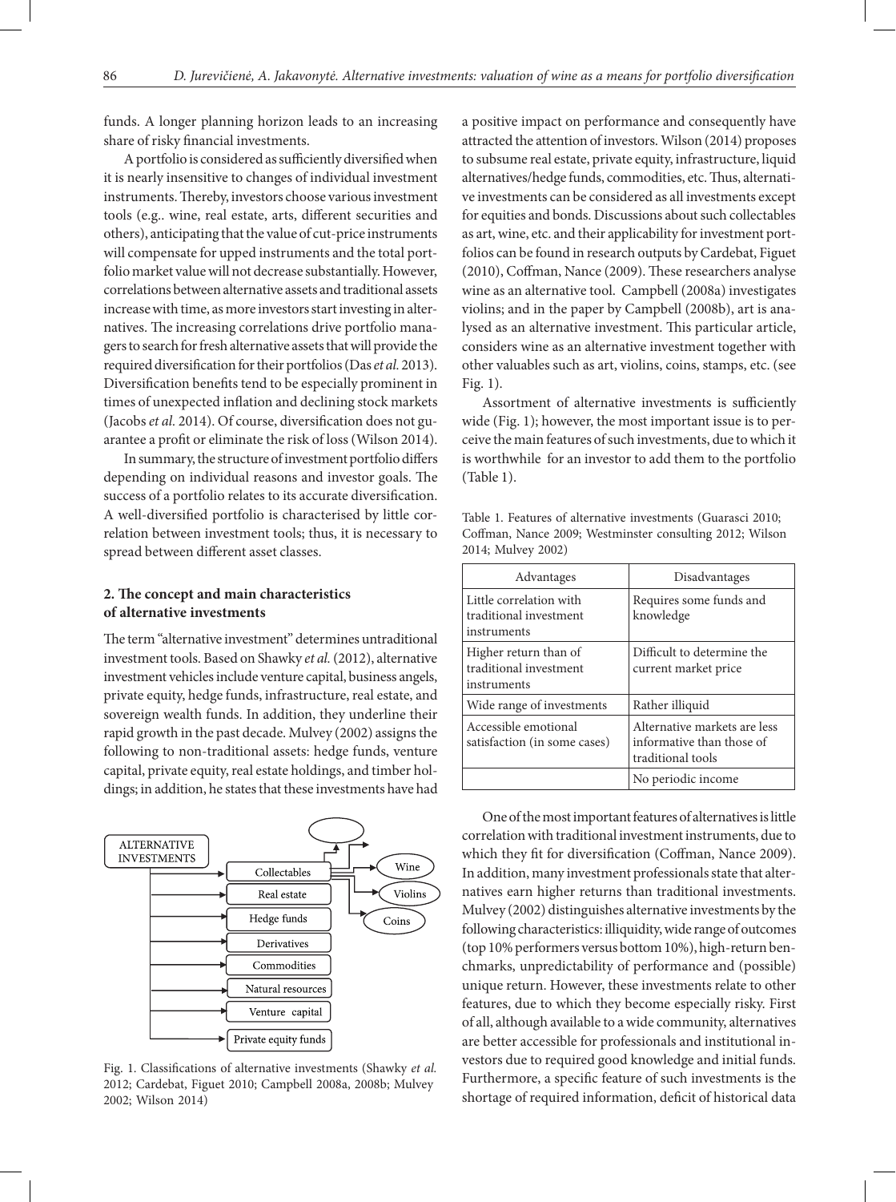funds. A longer planning horizon leads to an increasing share of risky financial investments.

A portfolio is considered as sufficiently diversified when it is nearly insensitive to changes of individual investment instruments. Thereby, investors choose various investment tools (e.g.. wine, real estate, arts, different securities and others), anticipating that the value of cut-price instruments will compensate for upped instruments and the total portfolio market value will not decrease substantially. However, correlations between alternative assets and traditional assets increase with time, as more investors start investing in alternatives. The increasing correlations drive portfolio managers to search for fresh alternative assets that will provide the required diversification for their portfolios (Das *et al.* 2013). Diversification benefits tend to be especially prominent in times of unexpected inflation and declining stock markets (Jacobs *et al.* 2014). Of course, diversification does not guarantee a profit or eliminate the risk of loss (Wilson 2014).

In summary, the structure of investment portfolio differs depending on individual reasons and investor goals. The success of a portfolio relates to its accurate diversification. A well-diversified portfolio is characterised by little correlation between investment tools; thus, it is necessary to spread between different asset classes.

## 2. The concept and main characteristics of alternative investments

The term "alternative investment" determines untraditional investment tools. Based on Shawky *et al.* (2012), alternative investment vehicles include venture capital, business angels, private equity, hedge funds, infrastructure, real estate, and sovereign wealth funds. In addition, they underline their rapid growth in the past decade. Mulvey (2002) assigns the following to non-traditional assets: hedge funds, venture capital, private equity, real estate holdings, and timber holdings; in addition, he states that these investments have had a positive impact on performance and consequently have attracted the attention of investors. Wilson (2014) proposes to subsume real estate, private equity, infrastructure, liquid alternatives/hedge funds, commodities, etc. Thus, alternative investments can be considered as all investments except for equities and bonds. Discussions about such collectables as art, wine, etc. and their applicability for investment portfolios can be found in research outputs by Cardebat, Figuet (2010), Coffman, Nance (2009). These researchers analyse wine as an alternative tool. Campbell (2008a) investigates violins; and in the paper by Campbell (2008b), art is analysed as an alternative investment. This particular article, considers wine as an alternative investment together with other valuables such as art, violins, coins, stamps, etc. (see Fig. 1).

ALTERNATIVE INVESTMENTS → Collectables (→ Wine, Violins, Coins, …); Real estate; Hedge funds; Derivatives; Commodities; Natural resources; Venture capital; Private equity funds

Fig. 1. Classifications of alternative investments (Shawky *et al.* 2012; Cardebat, Figuet 2010; Campbell 2008a, 2008b; Mulvey 2002; Wilson 2014)

Assortment of alternative investments is sufficiently wide (Fig. 1); however, the most important issue is to perceive the main features of such investments, due to which it is worthwhile for an investor to add them to the portfolio (Table 1).

Table 1. Features of alternative investments (Guarasci 2010; Coffman, Nance 2009; Westminster consulting 2012; Wilson 2014; Mulvey 2002)

| Advantages | Disadvantages |
| --- | --- |
| Little correlation with traditional investment instruments | Requires some funds and knowledge |
| Higher return than of traditional investment instruments | Difficult to determine the current market price |
| Wide range of investments | Rather illiquid |
| Accessible emotional satisfaction (in some cases) | Alternative markets are less informative than those of traditional tools |
| | No periodic income |

One of the most important features of alternatives is little correlation with traditional investment instruments, due to which they fit for diversification (Coffman, Nance 2009). In addition, many investment professionals state that alternatives earn higher returns than traditional investments. Mulvey (2002) distinguishes alternative investments by the following characteristics: illiquidity, wide range of outcomes (top 10% performers versus bottom 10%), high-return benchmarks, unpredictability of performance and (possible) unique return. However, these investments relate to other features, due to which they become especially risky. First of all, although available to a wide community, alternatives are better accessible for professionals and institutional investors due to required good knowledge and initial funds. Furthermore, a specific feature of such investments is the shortage of required information, deficit of historical data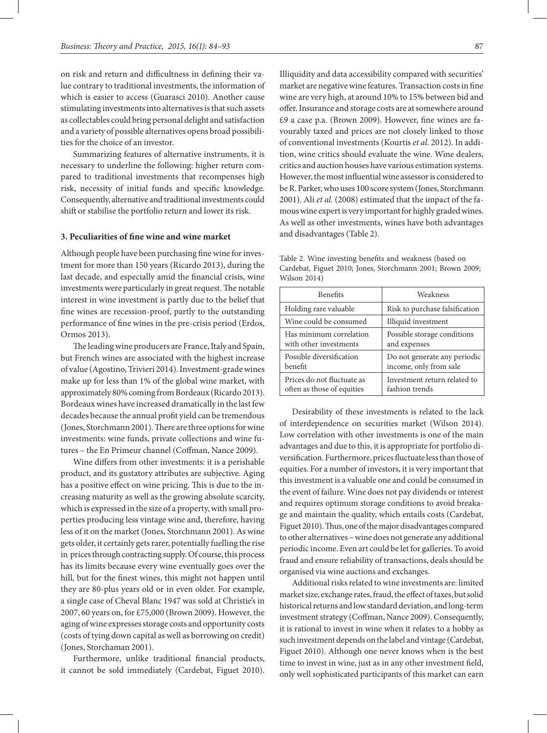on risk and return and difficultness in defining their value contrary to traditional investments, the information of which is easier to access (Guarasci 2010). Another cause stimulating investments into alternatives is that such assets as collectables could bring personal delight and satisfaction and a variety of possible alternatives opens broad possibilities for the choice of an investor.

Summarizing features of alternative instruments, it is necessary to underline the following: higher return compared to traditional investments that recompenses high risk, necessity of initial funds and specific knowledge. Consequently, alternative and traditional investments could shift or stabilise the portfolio return and lower its risk.

## 3. Peculiarities of fine wine and wine market

Although people have been purchasing fine wine for investment for more than 150 years (Ricardo 2013), during the last decade, and especially amid the financial crisis, wine investments were particularly in great request. The notable interest in wine investment is partly due to the belief that fine wines are recession-proof, partly to the outstanding performance of fine wines in the pre-crisis period (Erdos, Ormos 2013).

The leading wine producers are France, Italy and Spain, but French wines are associated with the highest increase of value (Agostino, Trivieri 2014). Investment-grade wines make up for less than 1% of the global wine market, with approximately 80% coming from Bordeaux (Ricardo 2013). Bordeaux wines have increased dramatically in the last few decades because the annual profit yield can be tremendous (Jones, Storchmann 2001). There are three options for wine investments: wine funds, private collections and wine futures – the En Primeur channel (Coffman, Nance 2009).

Wine differs from other investments: it is a perishable product, and its gustatory attributes are subjective. Aging has a positive effect on wine pricing. This is due to the increasing maturity as well as the growing absolute scarcity, which is expressed in the size of a property, with small properties producing less vintage wine and, therefore, having less of it on the market (Jones, Storchmann 2001). As wine gets older, it certainly gets rarer, potentially fuelling the rise in prices through contracting supply. Of course, this process has its limits because every wine eventually goes over the hill, but for the finest wines, this might not happen until they are 80-plus years old or in even older. For example, a single case of Cheval Blanc 1947 was sold at Christie's in 2007, 60 years on, for £75,000 (Brown 2009). However, the aging of wine expresses storage costs and opportunity costs (costs of tying down capital as well as borrowing on credit) (Jones, Storchaman 2001).

Furthermore, unlike traditional financial products, it cannot be sold immediately (Cardebat, Figuet 2010). Illiquidity and data accessibility compared with securities' market are negative wine features. Transaction costs in fine wine are very high, at around 10% to 15% between bid and offer. Insurance and storage costs are at somewhere around £9 a case p.a. (Brown 2009). However, fine wines are favourably taxed and prices are not closely linked to those of conventional investments (Kourtis *et al.* 2012). In addition, wine critics should evaluate the wine. Wine dealers, critics and auction houses have various estimation systems. However, the most influential wine assessor is considered to be R. Parker, who uses 100 score system (Jones, Storchmann 2001). Ali *et al.* (2008) estimated that the impact of the famous wine expert is very important for highly graded wines. As well as other investments, wines have both advantages and disadvantages (Table 2).

Table 2. Wine investing benefits and weakness (based on Cardebat, Figuet 2010; Jones, Storchmann 2001; Brown 2009; Wilson 2014)

| Benefits | Weakness |
|---|---|
| Holding rare valuable | Risk to purchase falsification |
| Wine could be consumed | Illiquid investment |
| Has minimum correlation with other investments | Possible storage conditions and expenses |
| Possible diversification benefit | Do not generate any periodic income, only from sale |
| Prices do not fluctuate as often as those of equities | Investment return related to fashion trends |

Desirability of these investments is related to the lack of interdependence on securities market (Wilson 2014). Low correlation with other investments is one of the main advantages and due to this, it is appropriate for portfolio diversification. Furthermore, prices fluctuate less than those of equities. For a number of investors, it is very important that this investment is a valuable one and could be consumed in the event of failure. Wine does not pay dividends or interest and requires optimum storage conditions to avoid breakage and maintain the quality, which entails costs (Cardebat, Figuet 2010). Thus, one of the major disadvantages compared to other alternatives – wine does not generate any additional periodic income. Even art could be let for galleries. To avoid fraud and ensure reliability of transactions, deals should be organised via wine auctions and exchanges.

Additional risks related to wine investments are: limited market size, exchange rates, fraud, the effect of taxes, but solid historical returns and low standard deviation, and long-term investment strategy (Coffman, Nance 2009). Consequently, it is rational to invest in wine when it relates to a hobby as such investment depends on the label and vintage (Cardebat, Figuet 2010). Although one never knows when is the best time to invest in wine, just as in any other investment field, only well sophisticated participants of this market can earn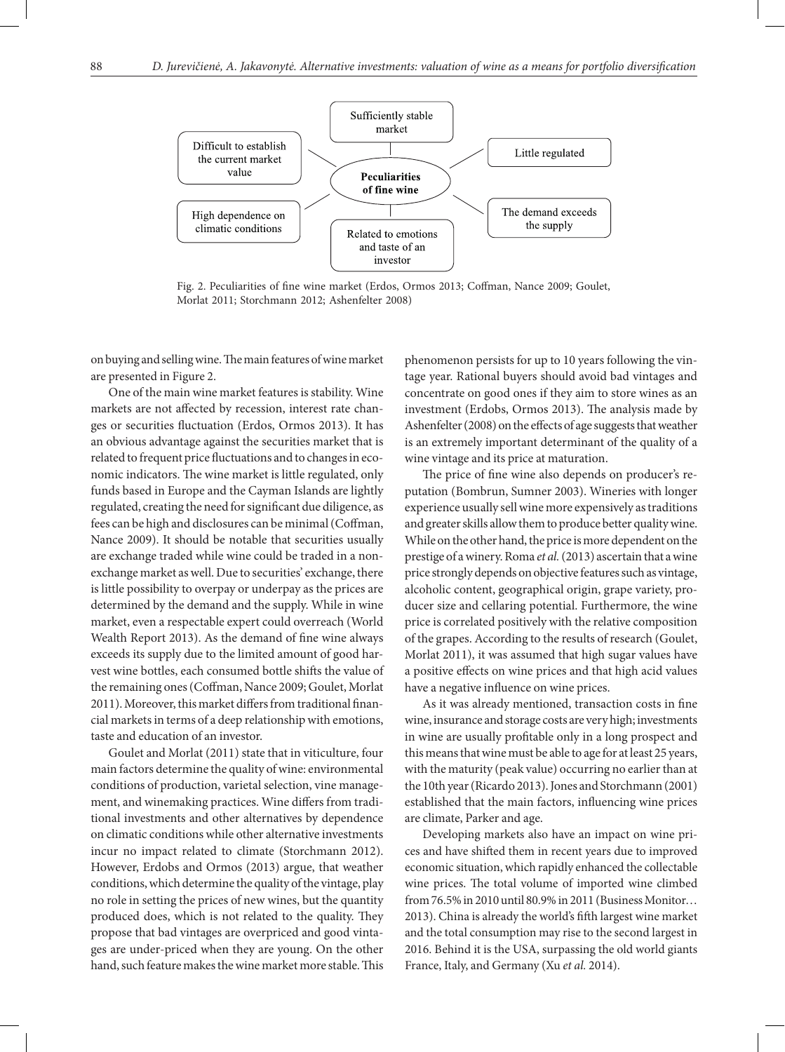Difficult to establish the current market value

Sufficiently stable market

Little regulated

Peculiarities of fine wine

High dependence on climatic conditions

Related to emotions and taste of an investor

The demand exceeds the supply

Fig. 2. Peculiarities of fine wine market (Erdos, Ormos 2013; Coffman, Nance 2009; Goulet, Morlat 2011; Storchmann 2012; Ashenfelter 2008)

on buying and selling wine. The main features of wine market are presented in Figure 2.

One of the main wine market features is stability. Wine markets are not affected by recession, interest rate changes or securities fluctuation (Erdos, Ormos 2013). It has an obvious advantage against the securities market that is related to frequent price fluctuations and to changes in economic indicators. The wine market is little regulated, only funds based in Europe and the Cayman Islands are lightly regulated, creating the need for significant due diligence, as fees can be high and disclosures can be minimal (Coffman, Nance 2009). It should be notable that securities usually are exchange traded while wine could be traded in a non-exchange market as well. Due to securities' exchange, there is little possibility to overpay or underpay as the prices are determined by the demand and the supply. While in wine market, even a respectable expert could overreach (World Wealth Report 2013). As the demand of fine wine always exceeds its supply due to the limited amount of good harvest wine bottles, each consumed bottle shifts the value of the remaining ones (Coffman, Nance 2009; Goulet, Morlat 2011). Moreover, this market differs from traditional financial markets in terms of a deep relationship with emotions, taste and education of an investor.

Goulet and Morlat (2011) state that in viticulture, four main factors determine the quality of wine: environmental conditions of production, varietal selection, vine management, and winemaking practices. Wine differs from traditional investments and other alternatives by dependence on climatic conditions while other alternative investments incur no impact related to climate (Storchmann 2012). However, Erdobs and Ormos (2013) argue, that weather conditions, which determine the quality of the vintage, play no role in setting the prices of new wines, but the quantity produced does, which is not related to the quality. They propose that bad vintages are overpriced and good vintages are under-priced when they are young. On the other hand, such feature makes the wine market more stable. This phenomenon persists for up to 10 years following the vintage year. Rational buyers should avoid bad vintages and concentrate on good ones if they aim to store wines as an investment (Erdobs, Ormos 2013). The analysis made by Ashenfelter (2008) on the effects of age suggests that weather is an extremely important determinant of the quality of a wine vintage and its price at maturation.

The price of fine wine also depends on producer's reputation (Bombrun, Sumner 2003). Wineries with longer experience usually sell wine more expensively as traditions and greater skills allow them to produce better quality wine. While on the other hand, the price is more dependent on the prestige of a winery. Roma *et al.* (2013) ascertain that a wine price strongly depends on objective features such as vintage, alcoholic content, geographical origin, grape variety, producer size and cellaring potential. Furthermore, the wine price is correlated positively with the relative composition of the grapes. According to the results of research (Goulet, Morlat 2011), it was assumed that high sugar values have a positive effects on wine prices and that high acid values have a negative influence on wine prices.

As it was already mentioned, transaction costs in fine wine, insurance and storage costs are very high; investments in wine are usually profitable only in a long prospect and this means that wine must be able to age for at least 25 years, with the maturity (peak value) occurring no earlier than at the 10th year (Ricardo 2013). Jones and Storchmann (2001) established that the main factors, influencing wine prices are climate, Parker and age.

Developing markets also have an impact on wine prices and have shifted them in recent years due to improved economic situation, which rapidly enhanced the collectable wine prices. The total volume of imported wine climbed from 76.5% in 2010 until 80.9% in 2011 (Business Monitor… 2013). China is already the world's fifth largest wine market and the total consumption may rise to the second largest in 2016. Behind it is the USA, surpassing the old world giants France, Italy, and Germany (Xu *et al.* 2014).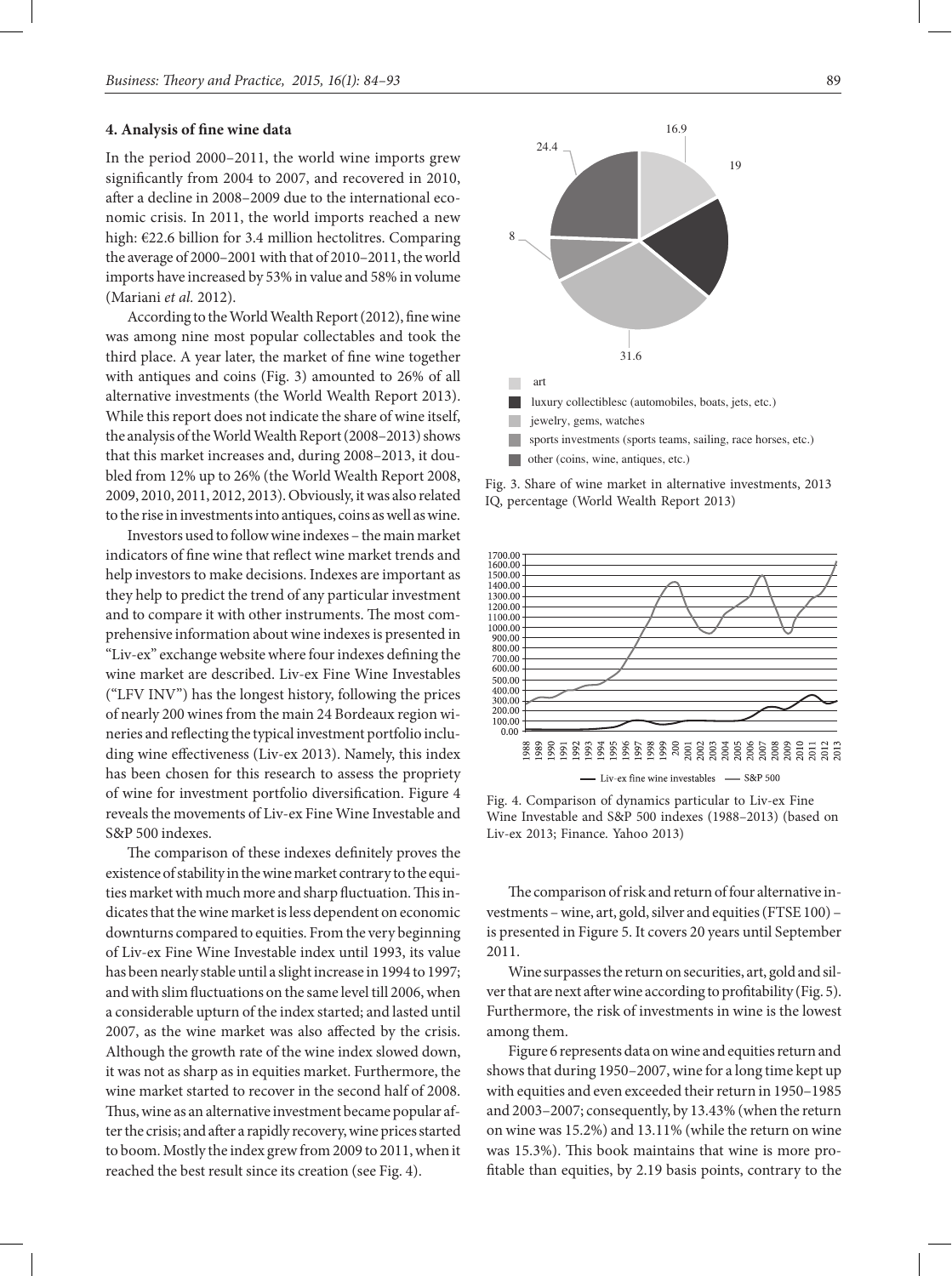### 4. Analysis of fine wine data

In the period 2000–2011, the world wine imports grew significantly from 2004 to 2007, and recovered in 2010, after a decline in 2008–2009 due to the international economic crisis. In 2011, the world imports reached a new high: €22.6 billion for 3.4 million hectolitres. Comparing the average of 2000–2001 with that of 2010–2011, the world imports have increased by 53% in value and 58% in volume (Mariani *et al.* 2012).

According to the World Wealth Report (2012), fine wine was among nine most popular collectables and took the third place. A year later, the market of fine wine together with antiques and coins (Fig. 3) amounted to 26% of all alternative investments (the World Wealth Report 2013). While this report does not indicate the share of wine itself, the analysis of the World Wealth Report (2008–2013) shows that this market increases and, during 2008–2013, it doubled from 12% up to 26% (the World Wealth Report 2008, 2009, 2010, 2011, 2012, 2013). Obviously, it was also related to the rise in investments into antiques, coins as well as wine.

Investors used to follow wine indexes – the main market indicators of fine wine that reflect wine market trends and help investors to make decisions. Indexes are important as they help to predict the trend of any particular investment and to compare it with other instruments. The most comprehensive information about wine indexes is presented in "Liv-ex" exchange website where four indexes defining the wine market are described. Liv-ex Fine Wine Investables ("LFV INV") has the longest history, following the prices of nearly 200 wines from the main 24 Bordeaux region wineries and reflecting the typical investment portfolio including wine effectiveness (Liv-ex 2013). Namely, this index has been chosen for this research to assess the propriety of wine for investment portfolio diversification. Figure 4 reveals the movements of Liv-ex Fine Wine Investable and S&P 500 indexes.

The comparison of these indexes definitely proves the existence of stability in the wine market contrary to the equities market with much more and sharp fluctuation. This indicates that the wine market is less dependent on economic downturns compared to equities. From the very beginning of Liv-ex Fine Wine Investable index until 1993, its value has been nearly stable until a slight increase in 1994 to 1997; and with slim fluctuations on the same level till 2006, when a considerable upturn of the index started; and lasted until 2007, as the wine market was also affected by the crisis. Although the growth rate of the wine index slowed down, it was not as sharp as in equities market. Furthermore, the wine market started to recover in the second half of 2008. Thus, wine as an alternative investment became popular after the crisis; and after a rapidly recovery, wine prices started to boom. Mostly the index grew from 2009 to 2011, when it reached the best result since its creation (see Fig. 4).

16.9
19
31.6
8
24.4

art
luxury collectiblesc (automobiles, boats, jets, etc.)
jewelry, gems, watches
sports investments (sports teams, sailing, race horses, etc.)
other (coins, wine, antiques, etc.)

Fig. 3. Share of wine market in alternative investments, 2013 IQ, percentage (World Wealth Report 2013)

Fig. 4. Comparison of dynamics particular to Liv-ex Fine Wine Investable and S&P 500 indexes (1988–2013) (based on Liv-ex 2013; Finance. Yahoo 2013)

The comparison of risk and return of four alternative investments – wine, art, gold, silver and equities (FTSE 100) – is presented in Figure 5. It covers 20 years until September 2011.

Wine surpasses the return on securities, art, gold and silver that are next after wine according to profitability (Fig. 5). Furthermore, the risk of investments in wine is the lowest among them.

Figure 6 represents data on wine and equities return and shows that during 1950–2007, wine for a long time kept up with equities and even exceeded their return in 1950–1985 and 2003–2007; consequently, by 13.43% (when the return on wine was 15.2%) and 13.11% (while the return on wine was 15.3%). This book maintains that wine is more profitable than equities, by 2.19 basis points, contrary to the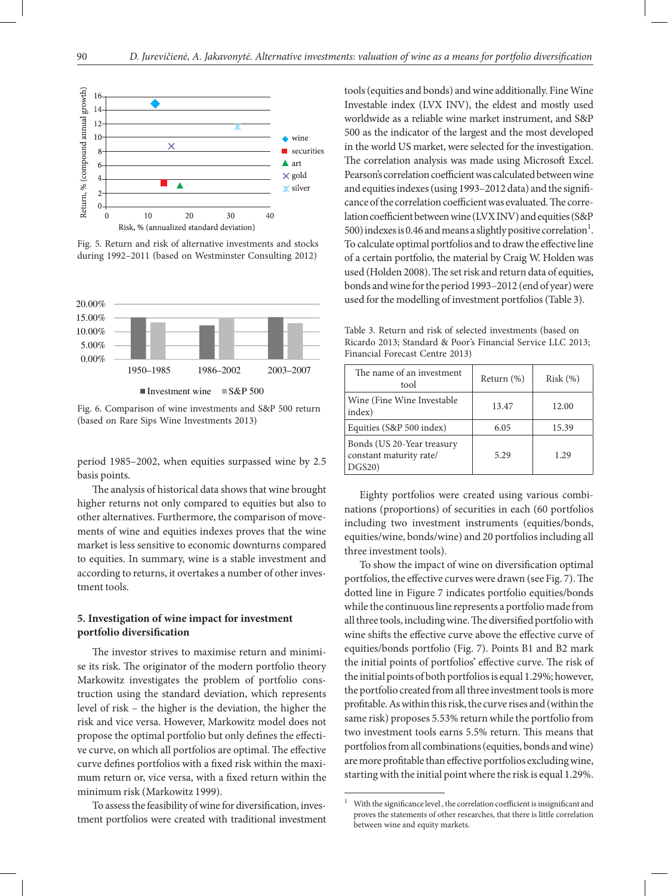Fig. 5. Return and risk of alternative investments and stocks during 1992–2011 (based on Westminster Consulting 2012)

Fig. 6. Comparison of wine investments and S&P 500 return (based on Rare Sips Wine Investments 2013)

period 1985–2002, when equities surpassed wine by 2.5 basis points.

The analysis of historical data shows that wine brought higher returns not only compared to equities but also to other alternatives. Furthermore, the comparison of movements of wine and equities indexes proves that the wine market is less sensitive to economic downturns compared to equities. In summary, wine is a stable investment and according to returns, it overtakes a number of other investment tools.

## 5. Investigation of wine impact for investment portfolio diversification

The investor strives to maximise return and minimise its risk. The originator of the modern portfolio theory Markowitz investigates the problem of portfolio construction using the standard deviation, which represents level of risk – the higher is the deviation, the higher the risk and vice versa. However, Markowitz model does not propose the optimal portfolio but only defines the effective curve, on which all portfolios are optimal. The effective curve defines portfolios with a fixed risk within the maximum return or, vice versa, with a fixed return within the minimum risk (Markowitz 1999).

To assess the feasibility of wine for diversification, investment portfolios were created with traditional investment tools (equities and bonds) and wine additionally. Fine Wine Investable index (LVX INV), the eldest and mostly used worldwide as a reliable wine market instrument, and S&P 500 as the indicator of the largest and the most developed in the world US market, were selected for the investigation. The correlation analysis was made using Microsoft Excel. Pearson's correlation coefficient was calculated between wine and equities indexes (using 1993–2012 data) and the significance of the correlation coefficient was evaluated. The correlation coefficient between wine (LVX INV) and equities (S&P 500) indexes is 0.46 and means a slightly positive correlation[1]. To calculate optimal portfolios and to draw the effective line of a certain portfolio, the material by Craig W. Holden was used (Holden 2008). The set risk and return data of equities, bonds and wine for the period 1993–2012 (end of year) were used for the modelling of investment portfolios (Table 3).

Table 3. Return and risk of selected investments (based on Ricardo 2013; Standard & Poor's Financial Service LLC 2013; Financial Forecast Centre 2013)

| The name of an investment tool | Return (%) | Risk (%) |
|---|---|---|
| Wine (Fine Wine Investable index) | 13.47 | 12.00 |
| Equities (S&P 500 index) | 6.05 | 15.39 |
| Bonds (US 20-Year treasury constant maturity rate/ DGS20) | 5.29 | 1.29 |

Eighty portfolios were created using various combinations (proportions) of securities in each (60 portfolios including two investment instruments (equities/bonds, equities/wine, bonds/wine) and 20 portfolios including all three investment tools).

To show the impact of wine on diversification optimal portfolios, the effective curves were drawn (see Fig. 7). The dotted line in Figure 7 indicates portfolio equities/bonds while the continuous line represents a portfolio made from all three tools, including wine. The diversified portfolio with wine shifts the effective curve above the effective curve of equities/bonds portfolio (Fig. 7). Points B1 and B2 mark the initial points of portfolios' effective curve. The risk of the initial points of both portfolios is equal 1.29%; however, the portfolio created from all three investment tools is more profitable. As within this risk, the curve rises and (within the same risk) proposes 5.53% return while the portfolio from two investment tools earns 5.5% return. This means that portfolios from all combinations (equities, bonds and wine) are more profitable than effective portfolios excluding wine, starting with the initial point where the risk is equal 1.29%.

[1] With the significance level , the correlation coefficient is insignificant and proves the statements of other researches, that there is little correlation between wine and equity markets.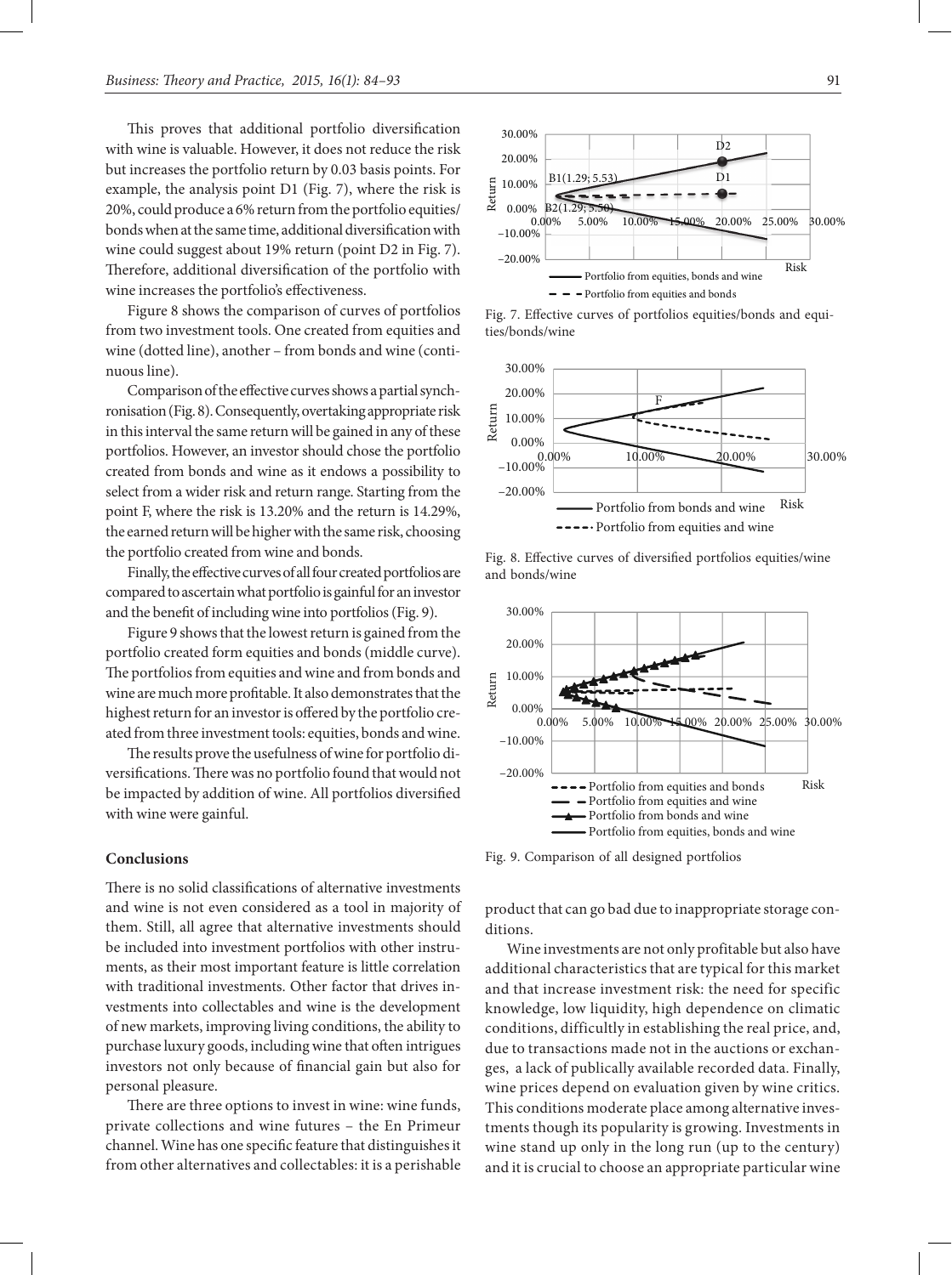This proves that additional portfolio diversification with wine is valuable. However, it does not reduce the risk but increases the portfolio return by 0.03 basis points. For example, the analysis point D1 (Fig. 7), where the risk is 20%, could produce a 6% return from the portfolio equities/bonds when at the same time, additional diversification with wine could suggest about 19% return (point D2 in Fig. 7). Therefore, additional diversification of the portfolio with wine increases the portfolio's effectiveness.

Figure 8 shows the comparison of curves of portfolios from two investment tools. One created from equities and wine (dotted line), another – from bonds and wine (continuous line).

Comparison of the effective curves shows a partial synchronisation (Fig. 8). Consequently, overtaking appropriate risk in this interval the same return will be gained in any of these portfolios. However, an investor should chose the portfolio created from bonds and wine as it endows a possibility to select from a wider risk and return range. Starting from the point F, where the risk is 13.20% and the return is 14.29%, the earned return will be higher with the same risk, choosing the portfolio created from wine and bonds.

Finally, the effective curves of all four created portfolios are compared to ascertain what portfolio is gainful for an investor and the benefit of including wine into portfolios (Fig. 9).

Figure 9 shows that the lowest return is gained from the portfolio created form equities and bonds (middle curve). The portfolios from equities and wine and from bonds and wine are much more profitable. It also demonstrates that the highest return for an investor is offered by the portfolio created from three investment tools: equities, bonds and wine.

The results prove the usefulness of wine for portfolio diversifications. There was no portfolio found that would not be impacted by addition of wine. All portfolios diversified with wine were gainful.

Fig. 7. Effective curves of portfolios equities/bonds and equities/bonds/wine

Fig. 8. Effective curves of diversified portfolios equities/wine and bonds/wine

Fig. 9. Comparison of all designed portfolios

## Conclusions

There is no solid classifications of alternative investments and wine is not even considered as a tool in majority of them. Still, all agree that alternative investments should be included into investment portfolios with other instruments, as their most important feature is little correlation with traditional investments. Other factor that drives investments into collectables and wine is the development of new markets, improving living conditions, the ability to purchase luxury goods, including wine that often intrigues investors not only because of financial gain but also for personal pleasure.

There are three options to invest in wine: wine funds, private collections and wine futures – the En Primeur channel. Wine has one specific feature that distinguishes it from other alternatives and collectables: it is a perishable product that can go bad due to inappropriate storage conditions.

Wine investments are not only profitable but also have additional characteristics that are typical for this market and that increase investment risk: the need for specific knowledge, low liquidity, high dependence on climatic conditions, difficultly in establishing the real price, and, due to transactions made not in the auctions or exchanges, a lack of publically available recorded data. Finally, wine prices depend on evaluation given by wine critics. This conditions moderate place among alternative investments though its popularity is growing. Investments in wine stand up only in the long run (up to the century) and it is crucial to choose an appropriate particular wine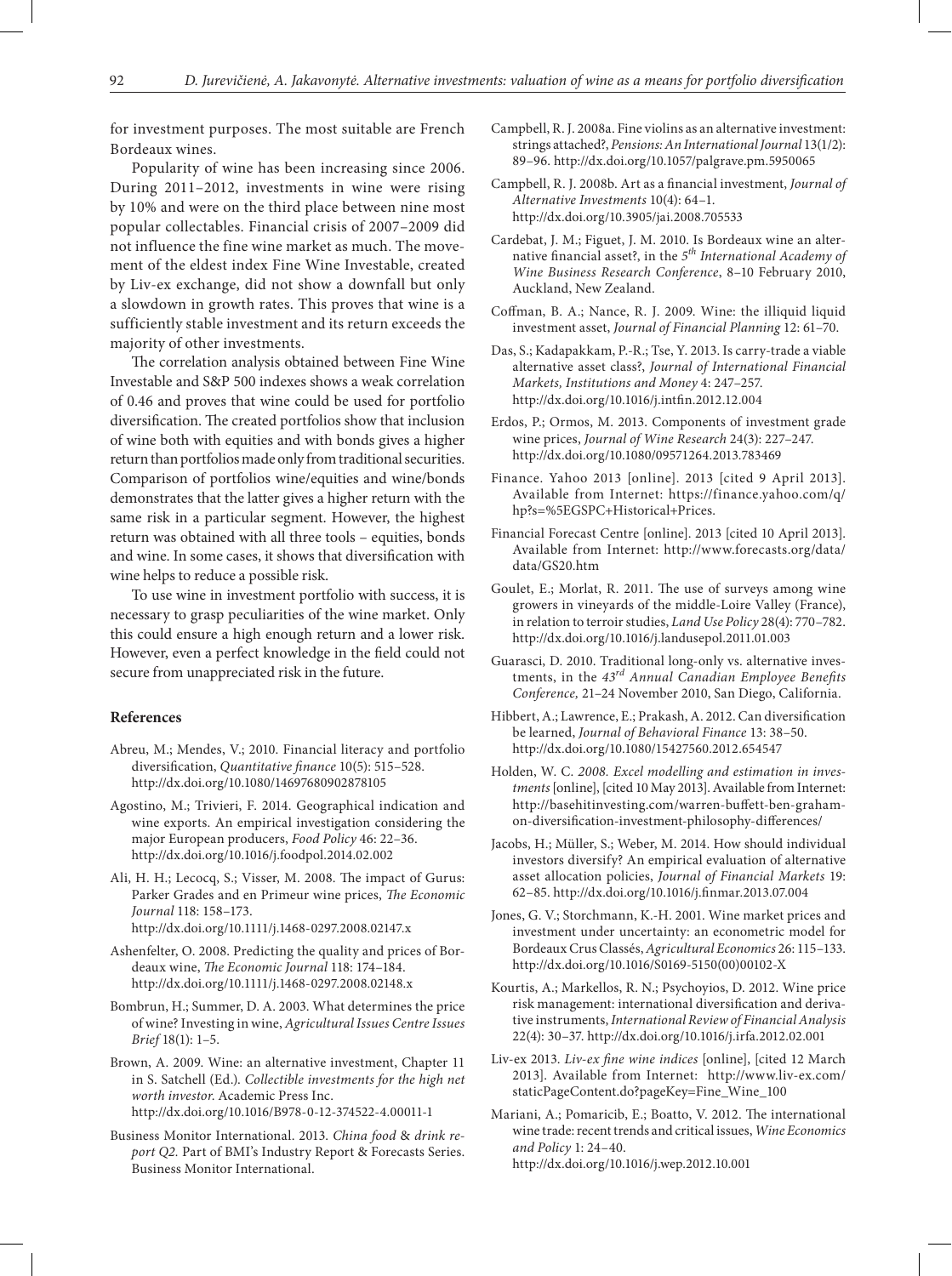for investment purposes. The most suitable are French Bordeaux wines.

Popularity of wine has been increasing since 2006. During 2011–2012, investments in wine were rising by 10% and were on the third place between nine most popular collectables. Financial crisis of 2007–2009 did not influence the fine wine market as much. The movement of the eldest index Fine Wine Investable, created by Liv-ex exchange, did not show a downfall but only a slowdown in growth rates. This proves that wine is a sufficiently stable investment and its return exceeds the majority of other investments.

The correlation analysis obtained between Fine Wine Investable and S&P 500 indexes shows a weak correlation of 0.46 and proves that wine could be used for portfolio diversification. The created portfolios show that inclusion of wine both with equities and with bonds gives a higher return than portfolios made only from traditional securities. Comparison of portfolios wine/equities and wine/bonds demonstrates that the latter gives a higher return with the same risk in a particular segment. However, the highest return was obtained with all three tools – equities, bonds and wine. In some cases, it shows that diversification with wine helps to reduce a possible risk.

To use wine in investment portfolio with success, it is necessary to grasp peculiarities of the wine market. Only this could ensure a high enough return and a lower risk. However, even a perfect knowledge in the field could not secure from unappreciated risk in the future.

## References

Abreu, M.; Mendes, V.; 2010. Financial literacy and portfolio diversification, *Quantitative finance* 10(5): 515–528. http://dx.doi.org/10.1080/14697680902878105

Agostino, M.; Trivieri, F. 2014. Geographical indication and wine exports. An empirical investigation considering the major European producers, *Food Policy* 46: 22–36. http://dx.doi.org/10.1016/j.foodpol.2014.02.002

Ali, H. H.; Lecocq, S.; Visser, M. 2008. The impact of Gurus: Parker Grades and en Primeur wine prices, *The Economic Journal* 118: 158–173. http://dx.doi.org/10.1111/j.1468-0297.2008.02147.x

Ashenfelter, O. 2008. Predicting the quality and prices of Bordeaux wine, *The Economic Journal* 118: 174–184. http://dx.doi.org/10.1111/j.1468-0297.2008.02148.x

Bombrun, H.; Summer, D. A. 2003. What determines the price of wine? Investing in wine, *Agricultural Issues Centre Issues Brief* 18(1): 1–5.

Brown, A. 2009. Wine: an alternative investment, Chapter 11 in S. Satchell (Ed.). *Collectible investments for the high net worth investor*. Academic Press Inc. http://dx.doi.org/10.1016/B978-0-12-374522-4.00011-1

Business Monitor International. 2013. *China food & drink report Q2.* Part of BMI's Industry Report & Forecasts Series. Business Monitor International.

Campbell, R. J. 2008a. Fine violins as an alternative investment: strings attached?, *Pensions: An International Journal* 13(1/2): 89–96. http://dx.doi.org/10.1057/palgrave.pm.5950065

Campbell, R. J. 2008b. Art as a financial investment, *Journal of Alternative Investments* 10(4): 64–1. http://dx.doi.org/10.3905/jai.2008.705533

Cardebat, J. M.; Figuet, J. M. 2010. Is Bordeaux wine an alternative financial asset?, in the *5th International Academy of Wine Business Research Conference*, 8–10 February 2010, Auckland, New Zealand.

Coffman, B. A.; Nance, R. J. 2009. Wine: the illiquid liquid investment asset, *Journal of Financial Planning* 12: 61–70.

Das, S.; Kadapakkam, P.-R.; Tse, Y. 2013. Is carry-trade a viable alternative asset class?, *Journal of International Financial Markets, Institutions and Money* 4: 247–257. http://dx.doi.org/10.1016/j.intfin.2012.12.004

Erdos, P.; Ormos, M. 2013. Components of investment grade wine prices, *Journal of Wine Research* 24(3): 227–247. http://dx.doi.org/10.1080/09571264.2013.783469

Finance. Yahoo 2013 [online]. 2013 [cited 9 April 2013]. Available from Internet: https://finance.yahoo.com/q/hp?s=%5EGSPC+Historical+Prices.

Financial Forecast Centre [online]. 2013 [cited 10 April 2013]. Available from Internet: http://www.forecasts.org/data/data/GS20.htm

Goulet, E.; Morlat, R. 2011. The use of surveys among wine growers in vineyards of the middle-Loire Valley (France), in relation to terroir studies, *Land Use Policy* 28(4): 770–782. http://dx.doi.org/10.1016/j.landusepol.2011.01.003

Guarasci, D. 2010. Traditional long-only vs. alternative investments, in the *43rd Annual Canadian Employee Benefits Conference,* 21–24 November 2010, San Diego, California.

Hibbert, A.; Lawrence, E.; Prakash, A. 2012. Can diversification be learned, *Journal of Behavioral Finance* 13: 38–50. http://dx.doi.org/10.1080/15427560.2012.654547

Holden, W. C. *2008. Excel modelling and estimation in investments* [online], [cited 10 May 2013]. Available from Internet: http://basehitinvesting.com/warren-buffett-ben-graham-on-diversification-investment-philosophy-differences/

Jacobs, H.; Müller, S.; Weber, M. 2014. How should individual investors diversify? An empirical evaluation of alternative asset allocation policies, *Journal of Financial Markets* 19: 62–85. http://dx.doi.org/10.1016/j.finmar.2013.07.004

Jones, G. V.; Storchmann, K.-H. 2001. Wine market prices and investment under uncertainty: an econometric model for Bordeaux Crus Classés, *Agricultural Economics* 26: 115–133. http://dx.doi.org/10.1016/S0169-5150(00)00102-X

Kourtis, A.; Markellos, R. N.; Psychoyios, D. 2012. Wine price risk management: international diversification and derivative instruments, *International Review of Financial Analysis* 22(4): 30–37. http://dx.doi.org/10.1016/j.irfa.2012.02.001

Liv-ex 2013. *Liv-ex fine wine indices* [online], [cited 12 March 2013]. Available from Internet: http://www.liv-ex.com/staticPageContent.do?pageKey=Fine_Wine_100

Mariani, A.; Pomaricib, E.; Boatto, V. 2012. The international wine trade: recent trends and critical issues, *Wine Economics and Policy* 1: 24–40. http://dx.doi.org/10.1016/j.wep.2012.10.001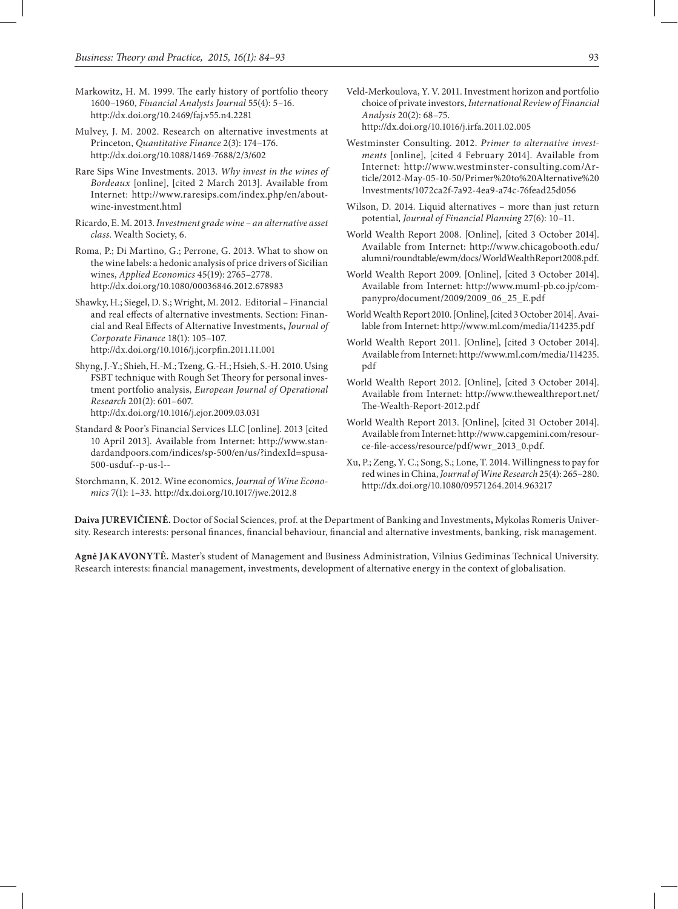Markowitz, H. M. 1999. The early history of portfolio theory 1600–1960, *Financial Analysts Journal* 55(4): 5–16. http://dx.doi.org/10.2469/faj.v55.n4.2281

Mulvey, J. M. 2002. Research on alternative investments at Princeton, *Quantitative Finance* 2(3): 174–176. http://dx.doi.org/10.1088/1469-7688/2/3/602

Rare Sips Wine Investments. 2013. *Why invest in the wines of Bordeaux* [online], [cited 2 March 2013]. Available from Internet: http://www.raresips.com/index.php/en/about-wine-investment.html

Ricardo, E. M. 2013. *Investment grade wine – an alternative asset class*. Wealth Society, 6.

Roma, P.; Di Martino, G.; Perrone, G. 2013. What to show on the wine labels: a hedonic analysis of price drivers of Sicilian wines, *Applied Economics* 45(19): 2765–2778. http://dx.doi.org/10.1080/00036846.2012.678983

Shawky, H.; Siegel, D. S.; Wright, M. 2012. Editorial – Financial and real effects of alternative investments. Section: Financial and Real Effects of Alternative Investments**,** *Journal of Corporate Finance* 18(1): 105–107. http://dx.doi.org/10.1016/j.jcorpfin.2011.11.001

Shyng, J.-Y.; Shieh, H.-M.; Tzeng, G.-H.; Hsieh, S.-H. 2010. Using FSBT technique with Rough Set Theory for personal investment portfolio analysis, *European Journal of Operational Research* 201(2): 601–607. http://dx.doi.org/10.1016/j.ejor.2009.03.031

Standard & Poor's Financial Services LLC [online]. 2013 [cited 10 April 2013]. Available from Internet: http://www.standardandpoors.com/indices/sp-500/en/us/?indexId=spusa-500-usduf--p-us-l--

Storchmann, K. 2012. Wine economics, *Journal of Wine Economics* 7(1): 1–33. http://dx.doi.org/10.1017/jwe.2012.8

Veld-Merkoulova, Y. V. 2011. Investment horizon and portfolio choice of private investors, *International Review of Financial Analysis* 20(2): 68–75. http://dx.doi.org/10.1016/j.irfa.2011.02.005

Westminster Consulting. 2012. *Primer to alternative investments* [online], [cited 4 February 2014]. Available from Internet: http://www.westminster-consulting.com/Article/2012-May-05-10-50/Primer%20to%20Alternative%20Investments/1072ca2f-7a92-4ea9-a74c-76fead25d056

Wilson, D. 2014. Liquid alternatives – more than just return potential, *Journal of Financial Planning* 27(6): 10–11.

World Wealth Report 2008. [Online], [cited 3 October 2014]. Available from Internet: http://www.chicagobooth.edu/alumni/roundtable/ewm/docs/WorldWealthReport2008.pdf.

World Wealth Report 2009. [Online], [cited 3 October 2014]. Available from Internet: http://www.muml-pb.co.jp/companypro/document/2009/2009_06_25_E.pdf

World Wealth Report 2010. [Online], [cited 3 October 2014]. Available from Internet: http://www.ml.com/media/114235.pdf

World Wealth Report 2011. [Online], [cited 3 October 2014]. Available from Internet: http://www.ml.com/media/114235.pdf

World Wealth Report 2012. [Online], [cited 3 October 2014]. Available from Internet: http://www.thewealthreport.net/The-Wealth-Report-2012.pdf

World Wealth Report 2013. [Online], [cited 31 October 2014]. Available from Internet: http://www.capgemini.com/resource-file-access/resource/pdf/wwr_2013_0.pdf.

Xu, P.; Zeng, Y. C.; Song, S.; Lone, T. 2014. Willingness to pay for red wines in China, *Journal of Wine Research* 25(4): 265–280. http://dx.doi.org/10.1080/09571264.2014.963217

**Daiva JUREVIČIENĖ.** Doctor of Social Sciences, prof. at the Department of Banking and Investments**,** Mykolas Romeris University. Research interests: personal finances, financial behaviour, financial and alternative investments, banking, risk management.

**Agnė JAKAVONYTĖ.** Master's student of Management and Business Administration, Vilnius Gediminas Technical University. Research interests: financial management, investments, development of alternative energy in the context of globalisation.